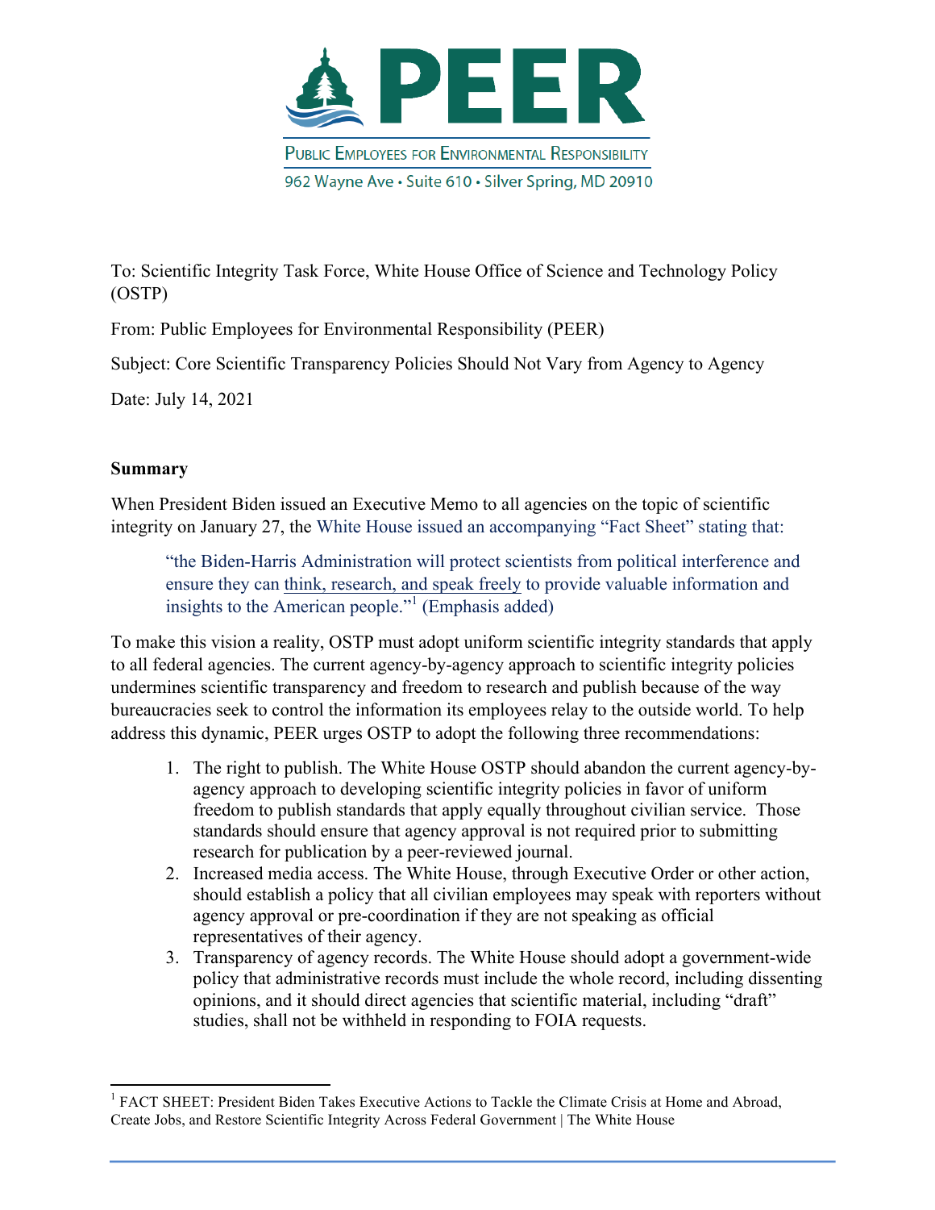# PEER

PUBLIC EMPLOYEES FOR ENVIRONMENTAL RESPONSIBILITY

962 Wayne Ave • Suite 610 • Silver Spring, MD 20910

To: Scientific Integrity Task Force, White House Office of Science and Technology Policy (OSTP)

From: Public Employees for Environmental Responsibility (PEER)

Subject: Core Scientific Transparency Policies Should Not Vary from Agency to Agency

Date: July 14, 2021

**Summary**

When President Biden issued an Executive Memo to all agencies on the topic of scientific integrity on January 27, the White House issued an accompanying "Fact Sheet" stating that:

> "the Biden-Harris Administration will protect scientists from political interference and ensure they can think, research, and speak freely to provide valuable information and insights to the American people."[1] (Emphasis added)

To make this vision a reality, OSTP must adopt uniform scientific integrity standards that apply to all federal agencies. The current agency-by-agency approach to scientific integrity policies undermines scientific transparency and freedom to research and publish because of the way bureaucracies seek to control the information its employees relay to the outside world. To help address this dynamic, PEER urges OSTP to adopt the following three recommendations:

1. The right to publish. The White House OSTP should abandon the current agency-by-agency approach to developing scientific integrity policies in favor of uniform freedom to publish standards that apply equally throughout civilian service. Those standards should ensure that agency approval is not required prior to submitting research for publication by a peer-reviewed journal.
2. Increased media access. The White House, through Executive Order or other action, should establish a policy that all civilian employees may speak with reporters without agency approval or pre-coordination if they are not speaking as official representatives of their agency.
3. Transparency of agency records. The White House should adopt a government-wide policy that administrative records must include the whole record, including dissenting opinions, and it should direct agencies that scientific material, including "draft" studies, shall not be withheld in responding to FOIA requests.

[1] FACT SHEET: President Biden Takes Executive Actions to Tackle the Climate Crisis at Home and Abroad, Create Jobs, and Restore Scientific Integrity Across Federal Government | The White House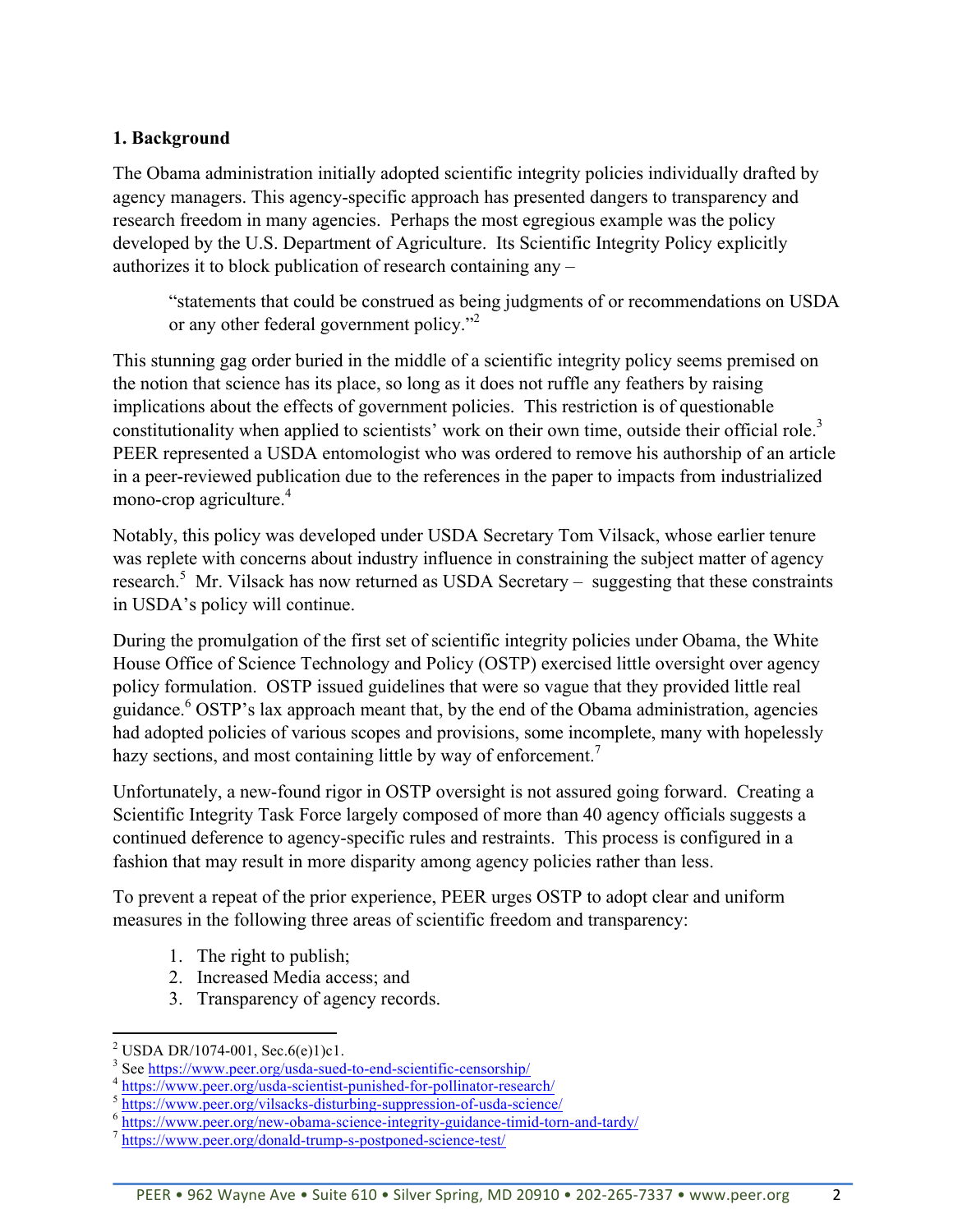**1. Background**

The Obama administration initially adopted scientific integrity policies individually drafted by agency managers. This agency-specific approach has presented dangers to transparency and research freedom in many agencies. Perhaps the most egregious example was the policy developed by the U.S. Department of Agriculture. Its Scientific Integrity Policy explicitly authorizes it to block publication of research containing any –

> "statements that could be construed as being judgments of or recommendations on USDA or any other federal government policy."[2]

This stunning gag order buried in the middle of a scientific integrity policy seems premised on the notion that science has its place, so long as it does not ruffle any feathers by raising implications about the effects of government policies. This restriction is of questionable constitutionality when applied to scientists' work on their own time, outside their official role.[3] PEER represented a USDA entomologist who was ordered to remove his authorship of an article in a peer-reviewed publication due to the references in the paper to impacts from industrialized mono-crop agriculture.[4]

Notably, this policy was developed under USDA Secretary Tom Vilsack, whose earlier tenure was replete with concerns about industry influence in constraining the subject matter of agency research.[5] Mr. Vilsack has now returned as USDA Secretary – suggesting that these constraints in USDA's policy will continue.

During the promulgation of the first set of scientific integrity policies under Obama, the White House Office of Science Technology and Policy (OSTP) exercised little oversight over agency policy formulation. OSTP issued guidelines that were so vague that they provided little real guidance.[6] OSTP's lax approach meant that, by the end of the Obama administration, agencies had adopted policies of various scopes and provisions, some incomplete, many with hopelessly hazy sections, and most containing little by way of enforcement.[7]

Unfortunately, a new-found rigor in OSTP oversight is not assured going forward. Creating a Scientific Integrity Task Force largely composed of more than 40 agency officials suggests a continued deference to agency-specific rules and restraints. This process is configured in a fashion that may result in more disparity among agency policies rather than less.

To prevent a repeat of the prior experience, PEER urges OSTP to adopt clear and uniform measures in the following three areas of scientific freedom and transparency:

1. The right to publish;
2. Increased Media access; and
3. Transparency of agency records.

---

[2] USDA DR/1074-001, Sec.6(e)1)c1.

[3] See https://www.peer.org/usda-sued-to-end-scientific-censorship/

[4] https://www.peer.org/usda-scientist-punished-for-pollinator-research/

[5] https://www.peer.org/vilsacks-disturbing-suppression-of-usda-science/

[6] https://www.peer.org/new-obama-science-integrity-guidance-timid-torn-and-tardy/

[7] https://www.peer.org/donald-trump-s-postponed-science-test/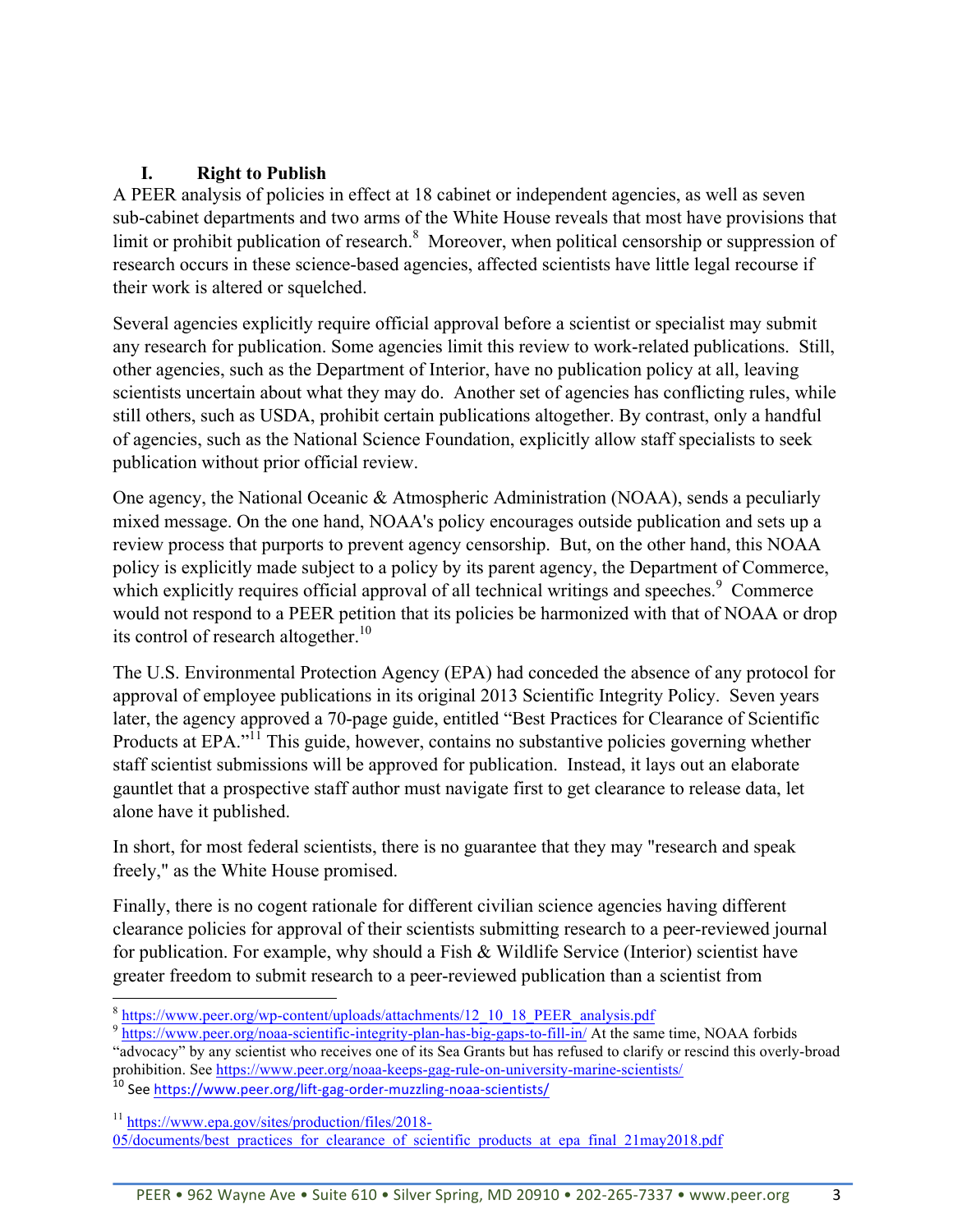## I. Right to Publish

A PEER analysis of policies in effect at 18 cabinet or independent agencies, as well as seven sub-cabinet departments and two arms of the White House reveals that most have provisions that limit or prohibit publication of research.[8] Moreover, when political censorship or suppression of research occurs in these science-based agencies, affected scientists have little legal recourse if their work is altered or squelched.

Several agencies explicitly require official approval before a scientist or specialist may submit any research for publication. Some agencies limit this review to work-related publications. Still, other agencies, such as the Department of Interior, have no publication policy at all, leaving scientists uncertain about what they may do. Another set of agencies has conflicting rules, while still others, such as USDA, prohibit certain publications altogether. By contrast, only a handful of agencies, such as the National Science Foundation, explicitly allow staff specialists to seek publication without prior official review.

One agency, the National Oceanic & Atmospheric Administration (NOAA), sends a peculiarly mixed message. On the one hand, NOAA's policy encourages outside publication and sets up a review process that purports to prevent agency censorship. But, on the other hand, this NOAA policy is explicitly made subject to a policy by its parent agency, the Department of Commerce, which explicitly requires official approval of all technical writings and speeches.[9] Commerce would not respond to a PEER petition that its policies be harmonized with that of NOAA or drop its control of research altogether.[10]

The U.S. Environmental Protection Agency (EPA) had conceded the absence of any protocol for approval of employee publications in its original 2013 Scientific Integrity Policy. Seven years later, the agency approved a 70-page guide, entitled "Best Practices for Clearance of Scientific Products at EPA."[11] This guide, however, contains no substantive policies governing whether staff scientist submissions will be approved for publication. Instead, it lays out an elaborate gauntlet that a prospective staff author must navigate first to get clearance to release data, let alone have it published.

In short, for most federal scientists, there is no guarantee that they may "research and speak freely," as the White House promised.

Finally, there is no cogent rationale for different civilian science agencies having different clearance policies for approval of their scientists submitting research to a peer-reviewed journal for publication. For example, why should a Fish & Wildlife Service (Interior) scientist have greater freedom to submit research to a peer-reviewed publication than a scientist from

---

[8] https://www.peer.org/wp-content/uploads/attachments/12_10_18_PEER_analysis.pdf

[9] https://www.peer.org/noaa-scientific-integrity-plan-has-big-gaps-to-fill-in/ At the same time, NOAA forbids "advocacy" by any scientist who receives one of its Sea Grants but has refused to clarify or rescind this overly-broad prohibition. See https://www.peer.org/noaa-keeps-gag-rule-on-university-marine-scientists/

[10] See https://www.peer.org/lift-gag-order-muzzling-noaa-scientists/

[11] https://www.epa.gov/sites/production/files/2018-05/documents/best_practices_for_clearance_of_scientific_products_at_epa_final_21may2018.pdf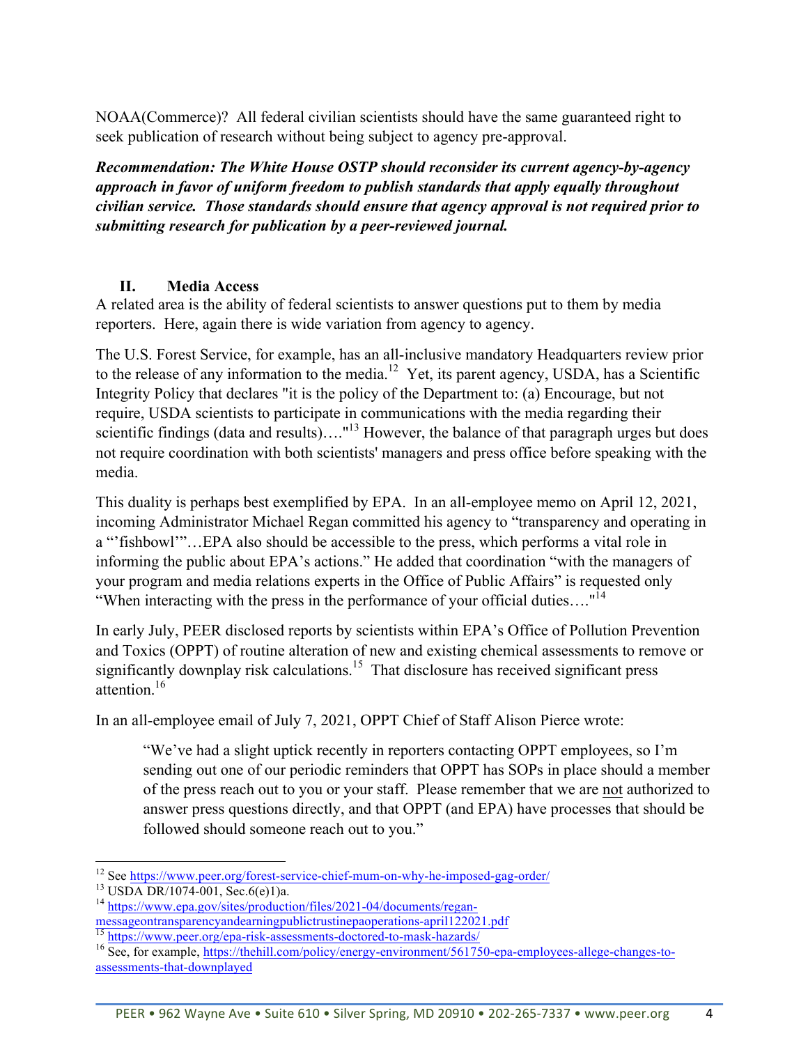NOAA(Commerce)? All federal civilian scientists should have the same guaranteed right to seek publication of research without being subject to agency pre-approval.

***Recommendation: The White House OSTP should reconsider its current agency-by-agency approach in favor of uniform freedom to publish standards that apply equally throughout civilian service. Those standards should ensure that agency approval is not required prior to submitting research for publication by a peer-reviewed journal.***

## II. Media Access

A related area is the ability of federal scientists to answer questions put to them by media reporters. Here, again there is wide variation from agency to agency.

The U.S. Forest Service, for example, has an all-inclusive mandatory Headquarters review prior to the release of any information to the media.[12] Yet, its parent agency, USDA, has a Scientific Integrity Policy that declares "it is the policy of the Department to: (a) Encourage, but not require, USDA scientists to participate in communications with the media regarding their scientific findings (data and results)…."[13] However, the balance of that paragraph urges but does not require coordination with both scientists' managers and press office before speaking with the media.

This duality is perhaps best exemplified by EPA. In an all-employee memo on April 12, 2021, incoming Administrator Michael Regan committed his agency to "transparency and operating in a "'fishbowl'"…EPA also should be accessible to the press, which performs a vital role in informing the public about EPA's actions." He added that coordination "with the managers of your program and media relations experts in the Office of Public Affairs" is requested only "When interacting with the press in the performance of your official duties…."[14]

In early July, PEER disclosed reports by scientists within EPA's Office of Pollution Prevention and Toxics (OPPT) of routine alteration of new and existing chemical assessments to remove or significantly downplay risk calculations.[15] That disclosure has received significant press attention.[16]

In an all-employee email of July 7, 2021, OPPT Chief of Staff Alison Pierce wrote:

> "We've had a slight uptick recently in reporters contacting OPPT employees, so I'm sending out one of our periodic reminders that OPPT has SOPs in place should a member of the press reach out to you or your staff. Please remember that we are <u>not</u> authorized to answer press questions directly, and that OPPT (and EPA) have processes that should be followed should someone reach out to you."

---

[12] See https://www.peer.org/forest-service-chief-mum-on-why-he-imposed-gag-order/

[13] USDA DR/1074-001, Sec.6(e)1)a.

[14] https://www.epa.gov/sites/production/files/2021-04/documents/regan-messageontransparencyandearningpublictrustinepaoperations-april122021.pdf

[15] https://www.peer.org/epa-risk-assessments-doctored-to-mask-hazards/

[16] See, for example, https://thehill.com/policy/energy-environment/561750-epa-employees-allege-changes-to-assessments-that-downplayed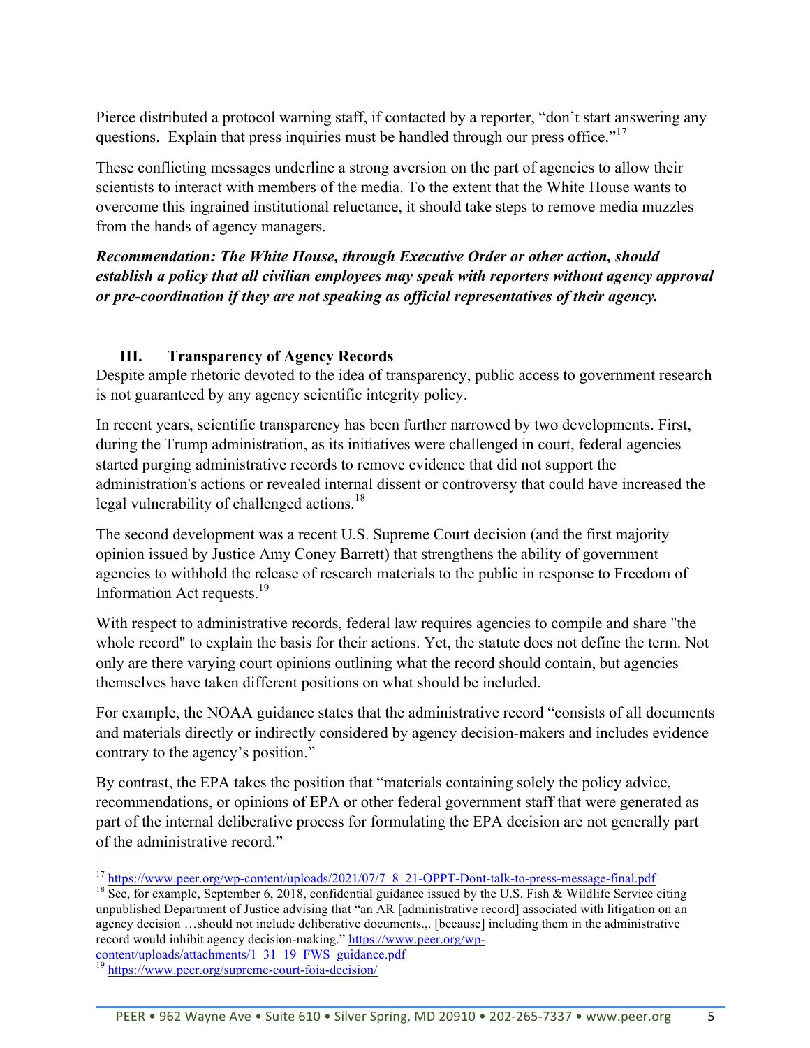Pierce distributed a protocol warning staff, if contacted by a reporter, "don't start answering any questions. Explain that press inquiries must be handled through our press office."[17]

These conflicting messages underline a strong aversion on the part of agencies to allow their scientists to interact with members of the media. To the extent that the White House wants to overcome this ingrained institutional reluctance, it should take steps to remove media muzzles from the hands of agency managers.

***Recommendation: The White House, through Executive Order or other action, should establish a policy that all civilian employees may speak with reporters without agency approval or pre-coordination if they are not speaking as official representatives of their agency.***

## III. Transparency of Agency Records

Despite ample rhetoric devoted to the idea of transparency, public access to government research is not guaranteed by any agency scientific integrity policy.

In recent years, scientific transparency has been further narrowed by two developments. First, during the Trump administration, as its initiatives were challenged in court, federal agencies started purging administrative records to remove evidence that did not support the administration's actions or revealed internal dissent or controversy that could have increased the legal vulnerability of challenged actions.[18]

The second development was a recent U.S. Supreme Court decision (and the first majority opinion issued by Justice Amy Coney Barrett) that strengthens the ability of government agencies to withhold the release of research materials to the public in response to Freedom of Information Act requests.[19]

With respect to administrative records, federal law requires agencies to compile and share "the whole record" to explain the basis for their actions. Yet, the statute does not define the term. Not only are there varying court opinions outlining what the record should contain, but agencies themselves have taken different positions on what should be included.

For example, the NOAA guidance states that the administrative record "consists of all documents and materials directly or indirectly considered by agency decision-makers and includes evidence contrary to the agency's position."

By contrast, the EPA takes the position that "materials containing solely the policy advice, recommendations, or opinions of EPA or other federal government staff that were generated as part of the internal deliberative process for formulating the EPA decision are not generally part of the administrative record."

---

[17] https://www.peer.org/wp-content/uploads/2021/07/7_8_21-OPPT-Dont-talk-to-press-message-final.pdf

[18] See, for example, September 6, 2018, confidential guidance issued by the U.S. Fish & Wildlife Service citing unpublished Department of Justice advising that "an AR [administrative record] associated with litigation on an agency decision …should not include deliberative documents.,. [because] including them in the administrative record would inhibit agency decision-making." https://www.peer.org/wp-content/uploads/attachments/1_31_19_FWS_guidance.pdf

[19] https://www.peer.org/supreme-court-foia-decision/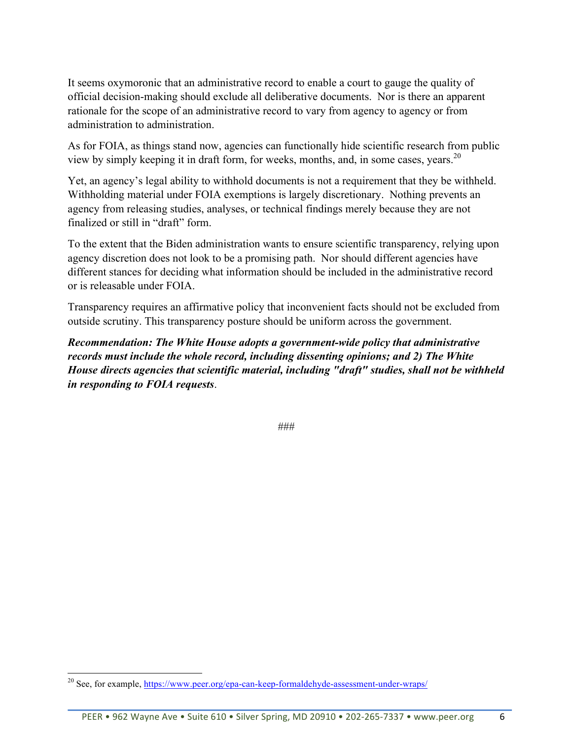It seems oxymoronic that an administrative record to enable a court to gauge the quality of official decision-making should exclude all deliberative documents. Nor is there an apparent rationale for the scope of an administrative record to vary from agency to agency or from administration to administration.

As for FOIA, as things stand now, agencies can functionally hide scientific research from public view by simply keeping it in draft form, for weeks, months, and, in some cases, years.[20]

Yet, an agency's legal ability to withhold documents is not a requirement that they be withheld. Withholding material under FOIA exemptions is largely discretionary. Nothing prevents an agency from releasing studies, analyses, or technical findings merely because they are not finalized or still in "draft" form.

To the extent that the Biden administration wants to ensure scientific transparency, relying upon agency discretion does not look to be a promising path. Nor should different agencies have different stances for deciding what information should be included in the administrative record or is releasable under FOIA.

Transparency requires an affirmative policy that inconvenient facts should not be excluded from outside scrutiny. This transparency posture should be uniform across the government.

***Recommendation: The White House adopts a government-wide policy that administrative records must include the whole record, including dissenting opinions; and 2) The White House directs agencies that scientific material, including "draft" studies, shall not be withheld in responding to FOIA requests***.

###

[20] See, for example, https://www.peer.org/epa-can-keep-formaldehyde-assessment-under-wraps/